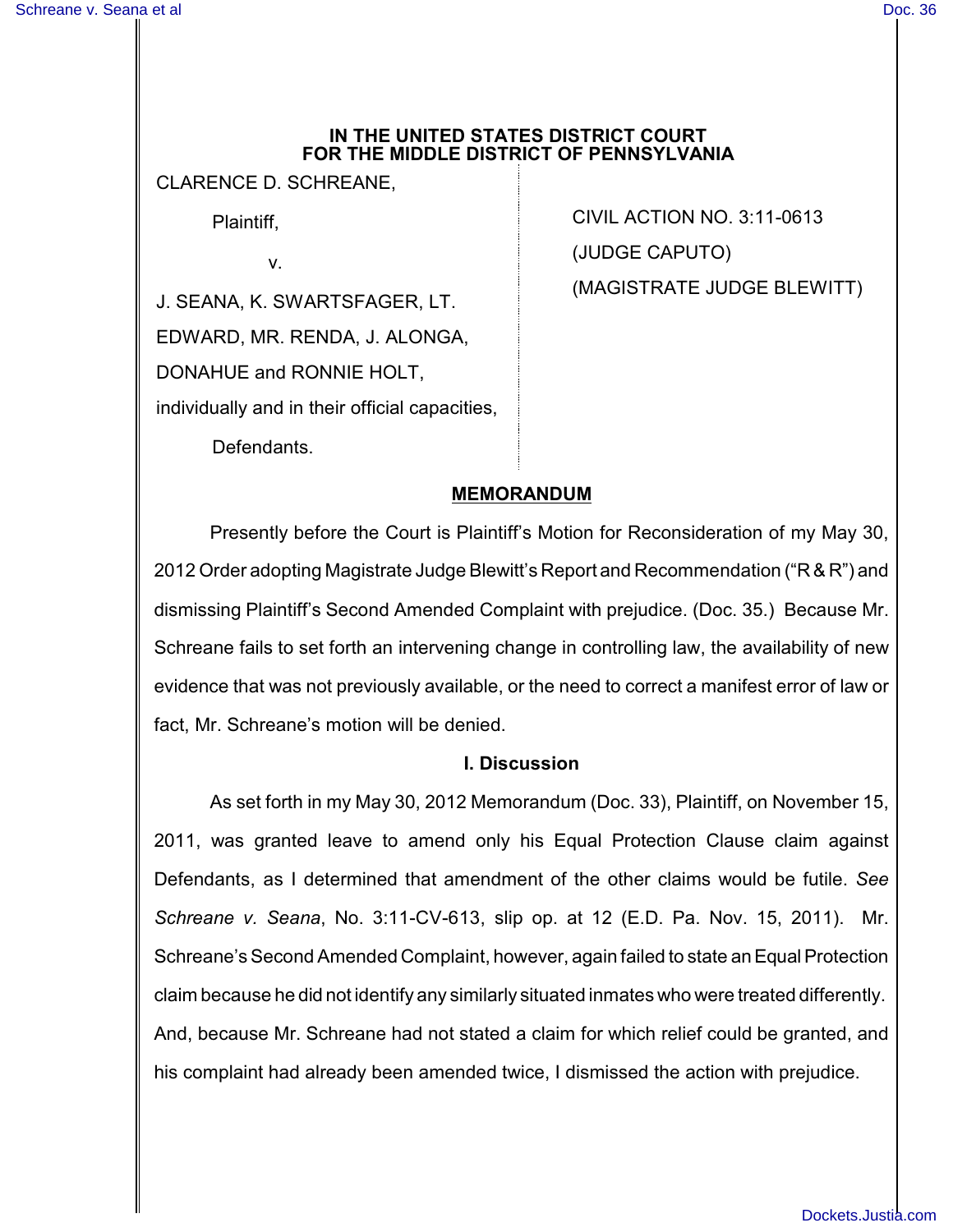**IN THE UNITED STATES DISTRICT COURT FOR THE MIDDLE DISTRICT OF PENNSYLVANIA**

CLARENCE D. SCHREANE,

Plaintiff,

v.

J. SEANA, K. SWARTSFAGER, LT. EDWARD, MR. RENDA, J. ALONGA, DONAHUE and RONNIE HOLT, individually and in their official capacities,

Defendants.

CIVIL ACTION NO. 3:11-0613

(JUDGE CAPUTO)

(MAGISTRATE JUDGE BLEWITT)

## MEMORANDUM

Presently before the Court is Plaintiff's Motion for Reconsideration of my May 30, 2012 Order adopting Magistrate Judge Blewitt's Report and Recommendation ("R & R") and dismissing Plaintiff's Second Amended Complaint with prejudice. (Doc. 35.) Because Mr. Schreane fails to set forth an intervening change in controlling law, the availability of new evidence that was not previously available, or the need to correct a manifest error of law or fact, Mr. Schreane's motion will be denied.

### I. Discussion

As set forth in my May 30, 2012 Memorandum (Doc. 33), Plaintiff, on November 15, 2011, was granted leave to amend only his Equal Protection Clause claim against Defendants, as I determined that amendment of the other claims would be futile. *See Schreane v. Seana*, No. 3:11-CV-613, slip op. at 12 (E.D. Pa. Nov. 15, 2011). Mr. Schreane's Second Amended Complaint, however, again failed to state an Equal Protection claim because he did not identify any similarly situated inmates who were treated differently. And, because Mr. Schreane had not stated a claim for which relief could be granted, and his complaint had already been amended twice, I dismissed the action with prejudice.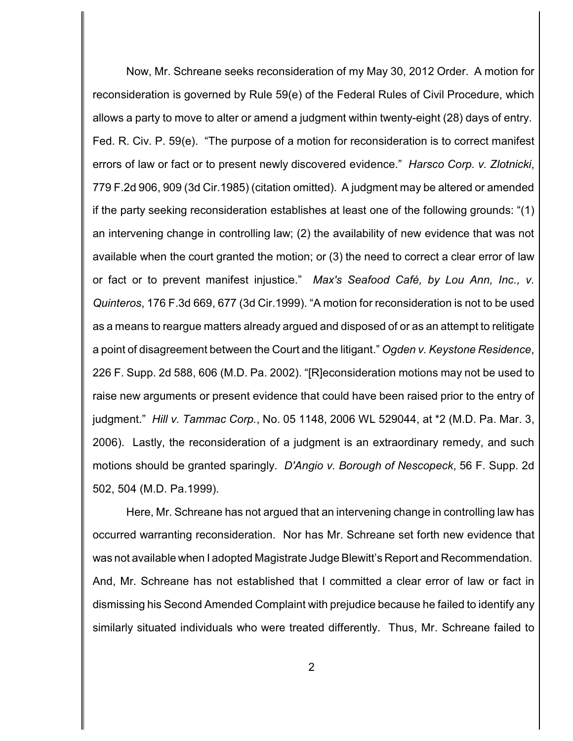Now, Mr. Schreane seeks reconsideration of my May 30, 2012 Order. A motion for reconsideration is governed by Rule 59(e) of the Federal Rules of Civil Procedure, which allows a party to move to alter or amend a judgment within twenty-eight (28) days of entry. Fed. R. Civ. P. 59(e). "The purpose of a motion for reconsideration is to correct manifest errors of law or fact or to present newly discovered evidence." *Harsco Corp. v. Zlotnicki*, 779 F.2d 906, 909 (3d Cir.1985) (citation omitted). A judgment may be altered or amended if the party seeking reconsideration establishes at least one of the following grounds: "(1) an intervening change in controlling law; (2) the availability of new evidence that was not available when the court granted the motion; or (3) the need to correct a clear error of law or fact or to prevent manifest injustice." *Max's Seafood Café, by Lou Ann, Inc., v. Quinteros*, 176 F.3d 669, 677 (3d Cir.1999). "A motion for reconsideration is not to be used as a means to reargue matters already argued and disposed of or as an attempt to relitigate a point of disagreement between the Court and the litigant." *Ogden v. Keystone Residence*, 226 F. Supp. 2d 588, 606 (M.D. Pa. 2002). "[R]econsideration motions may not be used to raise new arguments or present evidence that could have been raised prior to the entry of judgment." *Hill v. Tammac Corp.*, No. 05 1148, 2006 WL 529044, at *2 (M.D. Pa. Mar. 3, 2006). Lastly, the reconsideration of a judgment is an extraordinary remedy, and such motions should be granted sparingly. *D'Angio v. Borough of Nescopeck*, 56 F. Supp. 2d 502, 504 (M.D. Pa.1999).

Here, Mr. Schreane has not argued that an intervening change in controlling law has occurred warranting reconsideration. Nor has Mr. Schreane set forth new evidence that was not available when I adopted Magistrate Judge Blewitt's Report and Recommendation. And, Mr. Schreane has not established that I committed a clear error of law or fact in dismissing his Second Amended Complaint with prejudice because he failed to identify any similarly situated individuals who were treated differently. Thus, Mr. Schreane failed to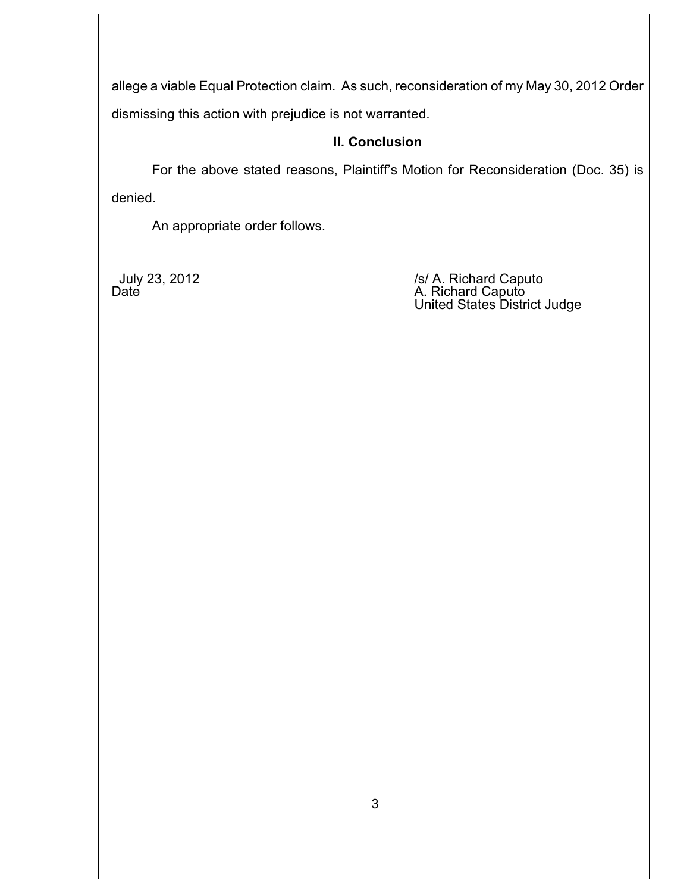allege a viable Equal Protection claim. As such, reconsideration of my May 30, 2012 Order dismissing this action with prejudice is not warranted.

## II. Conclusion

For the above stated reasons, Plaintiff's Motion for Reconsideration (Doc. 35) is denied.

An appropriate order follows.

July 23, 2012
Date

/s/ A. Richard Caputo
A. Richard Caputo
United States District Judge